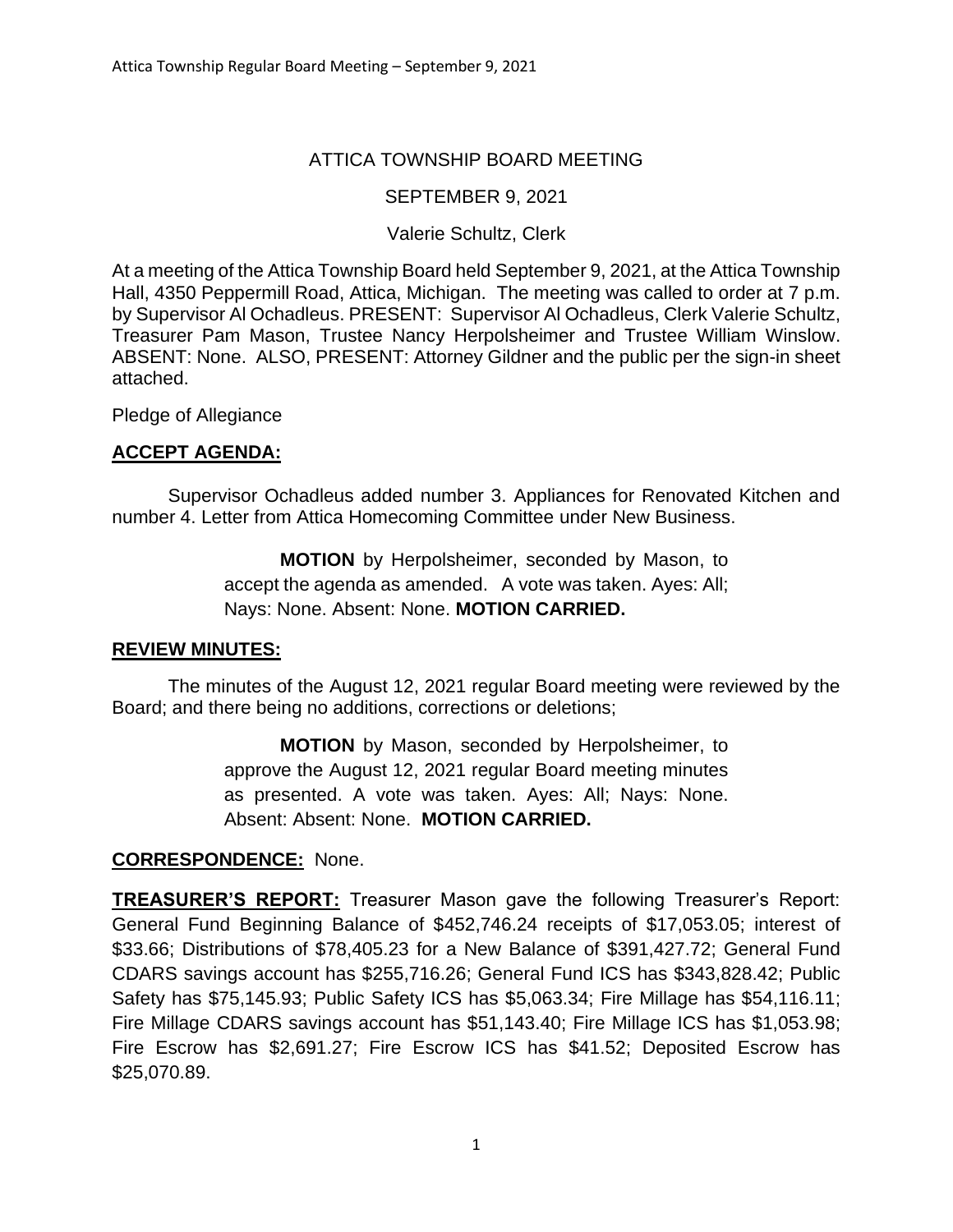# ATTICA TOWNSHIP BOARD MEETING

SEPTEMBER 9, 2021

Valerie Schultz, Clerk

At a meeting of the Attica Township Board held September 9, 2021, at the Attica Township Hall, 4350 Peppermill Road, Attica, Michigan. The meeting was called to order at 7 p.m. by Supervisor Al Ochadleus. PRESENT: Supervisor Al Ochadleus, Clerk Valerie Schultz, Treasurer Pam Mason, Trustee Nancy Herpolsheimer and Trustee William Winslow. ABSENT: None. ALSO, PRESENT: Attorney Gildner and the public per the sign-in sheet attached.

Pledge of Allegiance

## ACCEPT AGENDA:

Supervisor Ochadleus added number 3. Appliances for Renovated Kitchen and number 4. Letter from Attica Homecoming Committee under New Business.

> **MOTION** by Herpolsheimer, seconded by Mason, to accept the agenda as amended. A vote was taken. Ayes: All; Nays: None. Absent: None. **MOTION CARRIED.**

## REVIEW MINUTES:

The minutes of the August 12, 2021 regular Board meeting were reviewed by the Board; and there being no additions, corrections or deletions;

> **MOTION** by Mason, seconded by Herpolsheimer, to approve the August 12, 2021 regular Board meeting minutes as presented. A vote was taken. Ayes: All; Nays: None. Absent: Absent: None. **MOTION CARRIED.**

**CORRESPONDENCE:** None.

**TREASURER'S REPORT:** Treasurer Mason gave the following Treasurer's Report: General Fund Beginning Balance of $452,746.24 receipts of $17,053.05; interest of $33.66; Distributions of $78,405.23 for a New Balance of $391,427.72; General Fund CDARS savings account has $255,716.26; General Fund ICS has $343,828.42; Public Safety has $75,145.93; Public Safety ICS has $5,063.34; Fire Millage has $54,116.11; Fire Millage CDARS savings account has $51,143.40; Fire Millage ICS has $1,053.98; Fire Escrow has $2,691.27; Fire Escrow ICS has $41.52; Deposited Escrow has $25,070.89.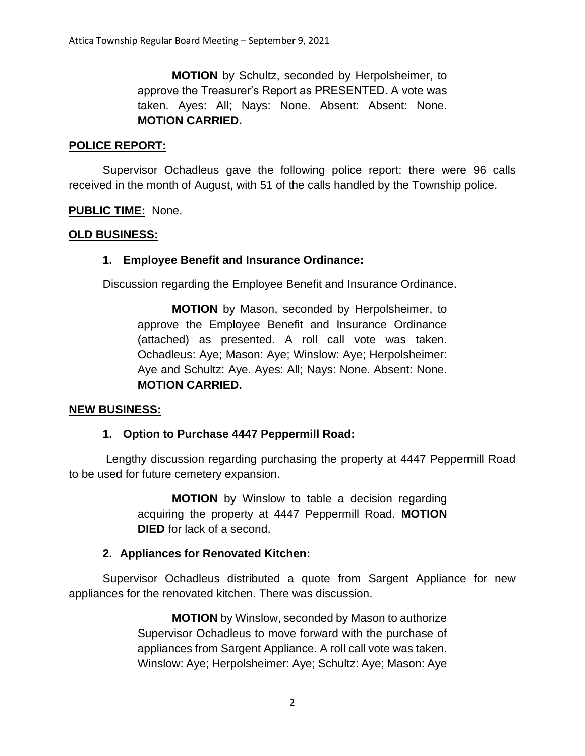**MOTION** by Schultz, seconded by Herpolsheimer, to approve the Treasurer's Report as PRESENTED. A vote was taken. Ayes: All; Nays: None. Absent: Absent: None. **MOTION CARRIED.**

## POLICE REPORT:

Supervisor Ochadleus gave the following police report: there were 96 calls received in the month of August, with 51 of the calls handled by the Township police.

**PUBLIC TIME:** None.

## OLD BUSINESS:

### 1. Employee Benefit and Insurance Ordinance:

Discussion regarding the Employee Benefit and Insurance Ordinance.

**MOTION** by Mason, seconded by Herpolsheimer, to approve the Employee Benefit and Insurance Ordinance (attached) as presented. A roll call vote was taken. Ochadleus: Aye; Mason: Aye; Winslow: Aye; Herpolsheimer: Aye and Schultz: Aye. Ayes: All; Nays: None. Absent: None. **MOTION CARRIED.**

## NEW BUSINESS:

### 1. Option to Purchase 4447 Peppermill Road:

Lengthy discussion regarding purchasing the property at 4447 Peppermill Road to be used for future cemetery expansion.

**MOTION** by Winslow to table a decision regarding acquiring the property at 4447 Peppermill Road. **MOTION DIED** for lack of a second.

### 2. Appliances for Renovated Kitchen:

Supervisor Ochadleus distributed a quote from Sargent Appliance for new appliances for the renovated kitchen. There was discussion.

**MOTION** by Winslow, seconded by Mason to authorize Supervisor Ochadleus to move forward with the purchase of appliances from Sargent Appliance. A roll call vote was taken. Winslow: Aye; Herpolsheimer: Aye; Schultz: Aye; Mason: Aye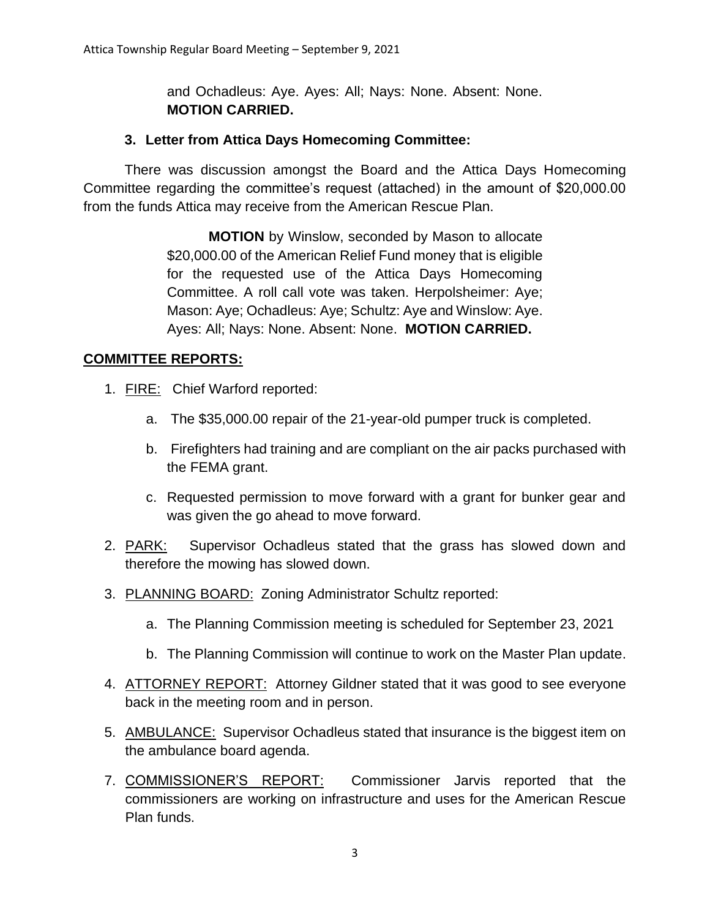and Ochadleus: Aye. Ayes: All; Nays: None. Absent: None. **MOTION CARRIED.**

**3. Letter from Attica Days Homecoming Committee:**

There was discussion amongst the Board and the Attica Days Homecoming Committee regarding the committee's request (attached) in the amount of $20,000.00 from the funds Attica may receive from the American Rescue Plan.

> **MOTION** by Winslow, seconded by Mason to allocate $20,000.00 of the American Relief Fund money that is eligible for the requested use of the Attica Days Homecoming Committee. A roll call vote was taken. Herpolsheimer: Aye; Mason: Aye; Ochadleus: Aye; Schultz: Aye and Winslow: Aye. Ayes: All; Nays: None. Absent: None. **MOTION CARRIED.**

## **COMMITTEE REPORTS:**

1. FIRE: Chief Warford reported:
   a. The $35,000.00 repair of the 21-year-old pumper truck is completed.
   b. Firefighters had training and are compliant on the air packs purchased with the FEMA grant.
   c. Requested permission to move forward with a grant for bunker gear and was given the go ahead to move forward.
2. PARK: Supervisor Ochadleus stated that the grass has slowed down and therefore the mowing has slowed down.
3. PLANNING BOARD: Zoning Administrator Schultz reported:
   a. The Planning Commission meeting is scheduled for September 23, 2021
   b. The Planning Commission will continue to work on the Master Plan update.
4. ATTORNEY REPORT: Attorney Gildner stated that it was good to see everyone back in the meeting room and in person.
5. AMBULANCE: Supervisor Ochadleus stated that insurance is the biggest item on the ambulance board agenda.

7. COMMISSIONER'S REPORT: Commissioner Jarvis reported that the commissioners are working on infrastructure and uses for the American Rescue Plan funds.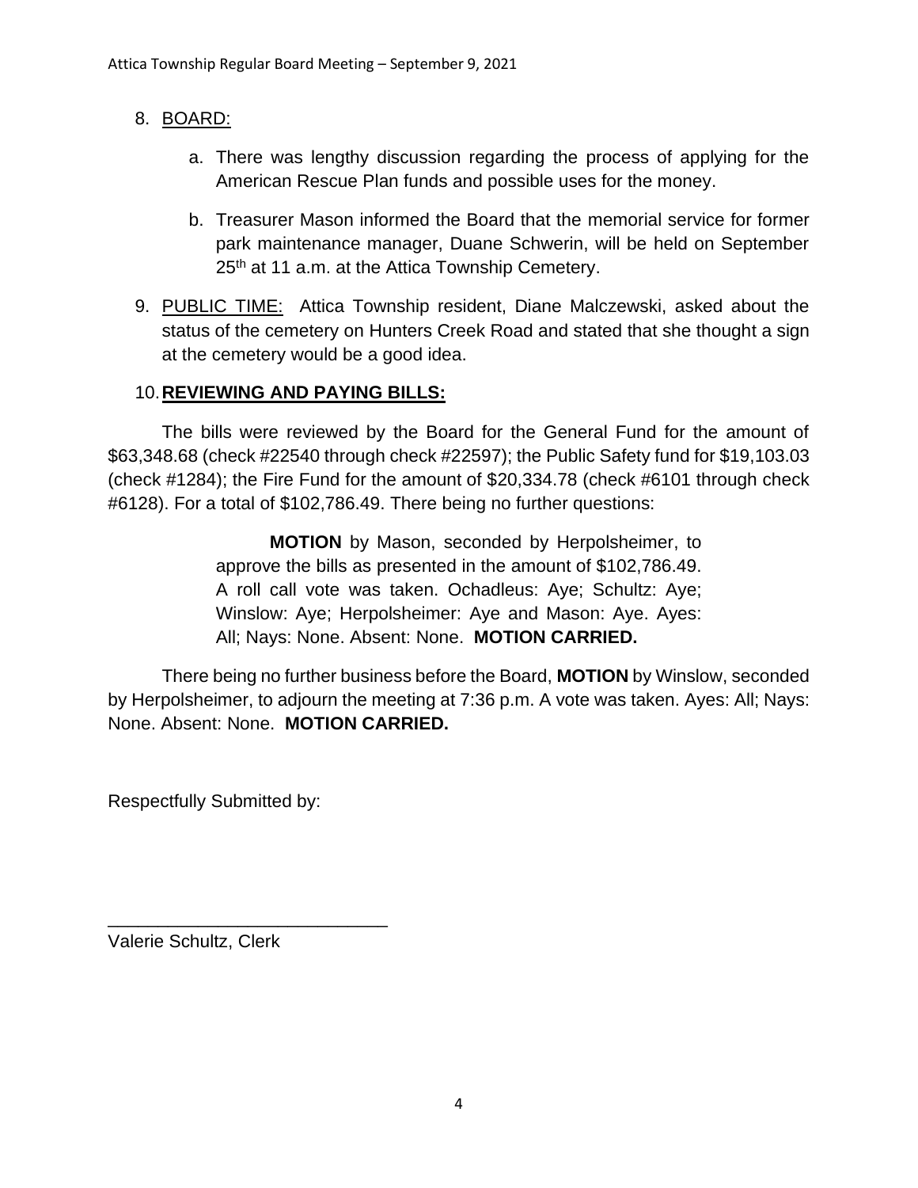8. BOARD:

    a. There was lengthy discussion regarding the process of applying for the American Rescue Plan funds and possible uses for the money.

    b. Treasurer Mason informed the Board that the memorial service for former park maintenance manager, Duane Schwerin, will be held on September 25th at 11 a.m. at the Attica Township Cemetery.

9. PUBLIC TIME: Attica Township resident, Diane Malczewski, asked about the status of the cemetery on Hunters Creek Road and stated that she thought a sign at the cemetery would be a good idea.

10. **REVIEWING AND PAYING BILLS:**

The bills were reviewed by the Board for the General Fund for the amount of $63,348.68 (check #22540 through check #22597); the Public Safety fund for $19,103.03 (check #1284); the Fire Fund for the amount of $20,334.78 (check #6101 through check #6128). For a total of $102,786.49. There being no further questions:

> **MOTION** by Mason, seconded by Herpolsheimer, to approve the bills as presented in the amount of $102,786.49. A roll call vote was taken. Ochadleus: Aye; Schultz: Aye; Winslow: Aye; Herpolsheimer: Aye and Mason: Aye. Ayes: All; Nays: None. Absent: None. **MOTION CARRIED.**

There being no further business before the Board, **MOTION** by Winslow, seconded by Herpolsheimer, to adjourn the meeting at 7:36 p.m. A vote was taken. Ayes: All; Nays: None. Absent: None. **MOTION CARRIED.**

Respectfully Submitted by:

\_\_\_\_\_\_\_\_\_\_\_\_\_\_\_\_\_\_\_\_\_\_\_\_\_\_\_\_

Valerie Schultz, Clerk